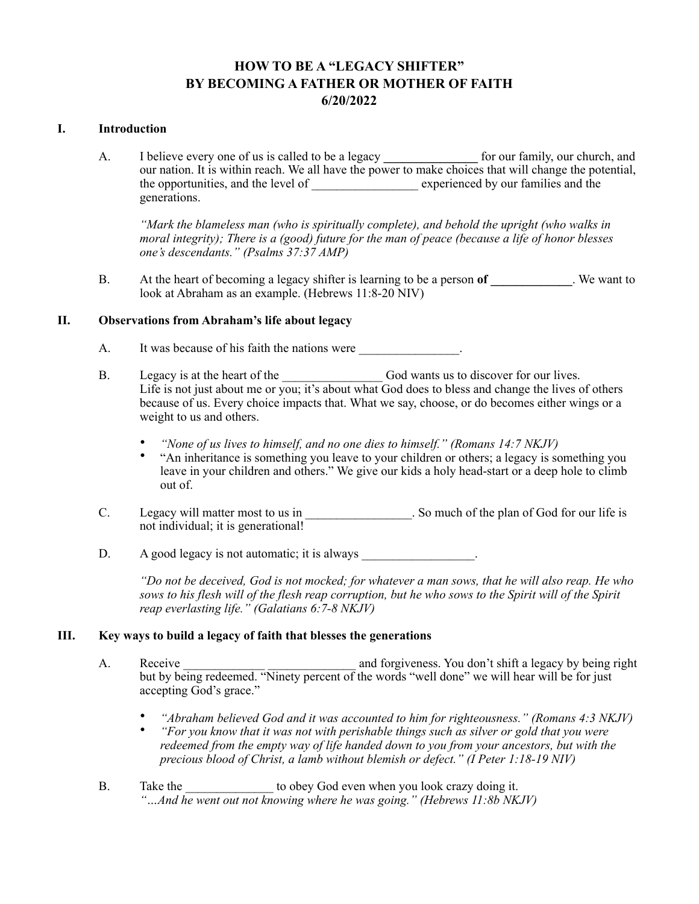# HOW TO BE A "LEGACY SHIFTER"
# BY BECOMING A FATHER OR MOTHER OF FAITH
# 6/20/2022

## I. Introduction

A. I believe every one of us is called to be a legacy _______________ for our family, our church, and our nation. It is within reach. We all have the power to make choices that will change the potential, the opportunities, and the level of _________________ experienced by our families and the generations.

*"Mark the blameless man (who is spiritually complete), and behold the upright (who walks in moral integrity); There is a (good) future for the man of peace (because a life of honor blesses one's descendants." (Psalms 37:37 AMP)*

B. At the heart of becoming a legacy shifter is learning to be a person **of _____________**. We want to look at Abraham as an example. (Hebrews 11:8-20 NIV)

## II. Observations from Abraham's life about legacy

A. It was because of his faith the nations were ________________.

B. Legacy is at the heart of the ________________ God wants us to discover for our lives. Life is not just about me or you; it's about what God does to bless and change the lives of others because of us. Every choice impacts that. What we say, choose, or do becomes either wings or a weight to us and others.

- *"None of us lives to himself, and no one dies to himself." (Romans 14:7 NKJV)*
- "An inheritance is something you leave to your children or others; a legacy is something you leave in your children and others." We give our kids a holy head-start or a deep hole to climb out of.

C. Legacy will matter most to us in _________________. So much of the plan of God for our life is not individual; it is generational!

D. A good legacy is not automatic; it is always __________________.

*"Do not be deceived, God is not mocked; for whatever a man sows, that he will also reap. He who sows to his flesh will of the flesh reap corruption, but he who sows to the Spirit will of the Spirit reap everlasting life." (Galatians 6:7-8 NKJV)*

## III. Key ways to build a legacy of faith that blesses the generations

A. Receive _____________ ______________ and forgiveness. You don't shift a legacy by being right but by being redeemed. "Ninety percent of the words "well done" we will hear will be for just accepting God's grace."

- *"Abraham believed God and it was accounted to him for righteousness." (Romans 4:3 NKJV)*
- *"For you know that it was not with perishable things such as silver or gold that you were redeemed from the empty way of life handed down to you from your ancestors, but with the precious blood of Christ, a lamb without blemish or defect." (I Peter 1:18-19 NIV)*

B. Take the ______________ to obey God even when you look crazy doing it.
*"…And he went out not knowing where he was going." (Hebrews 11:8b NKJV)*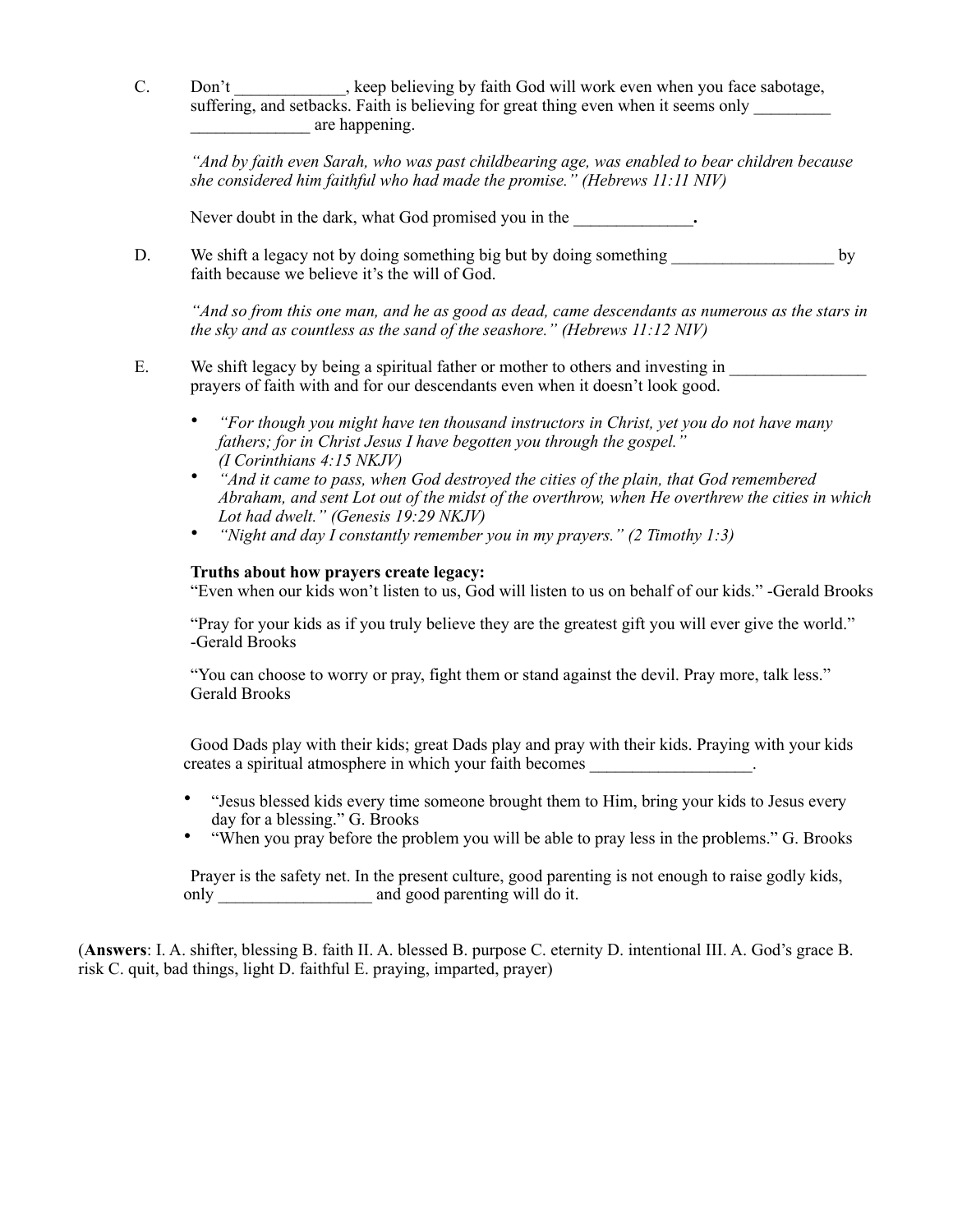C. Don't _____________, keep believing by faith God will work even when you face sabotage, suffering, and setbacks. Faith is believing for great thing even when it seems only _________ ______________ are happening.

*"And by faith even Sarah, who was past childbearing age, was enabled to bear children because she considered him faithful who had made the promise." (Hebrews 11:11 NIV)*

Never doubt in the dark, what God promised you in the ______________**.**

D. We shift a legacy not by doing something big but by doing something ___________________ by faith because we believe it's the will of God.

*"And so from this one man, and he as good as dead, came descendants as numerous as the stars in the sky and as countless as the sand of the seashore." (Hebrews 11:12 NIV)*

E. We shift legacy by being a spiritual father or mother to others and investing in ________________ prayers of faith with and for our descendants even when it doesn't look good.

- *"For though you might have ten thousand instructors in Christ, yet you do not have many fathers; for in Christ Jesus I have begotten you through the gospel." (I Corinthians 4:15 NKJV)*
- *"And it came to pass, when God destroyed the cities of the plain, that God remembered Abraham, and sent Lot out of the midst of the overthrow, when He overthrew the cities in which Lot had dwelt." (Genesis 19:29 NKJV)*
- *"Night and day I constantly remember you in my prayers." (2 Timothy 1:3)*

**Truths about how prayers create legacy:**
"Even when our kids won't listen to us, God will listen to us on behalf of our kids." -Gerald Brooks

"Pray for your kids as if you truly believe they are the greatest gift you will ever give the world." -Gerald Brooks

"You can choose to worry or pray, fight them or stand against the devil. Pray more, talk less." Gerald Brooks

Good Dads play with their kids; great Dads play and pray with their kids. Praying with your kids creates a spiritual atmosphere in which your faith becomes ___________________.

- "Jesus blessed kids every time someone brought them to Him, bring your kids to Jesus every day for a blessing." G. Brooks
- "When you pray before the problem you will be able to pray less in the problems." G. Brooks

Prayer is the safety net. In the present culture, good parenting is not enough to raise godly kids, only __________________ and good parenting will do it.

(**Answers**: I. A. shifter, blessing B. faith II. A. blessed B. purpose C. eternity D. intentional III. A. God's grace B. risk C. quit, bad things, light D. faithful E. praying, imparted, prayer)